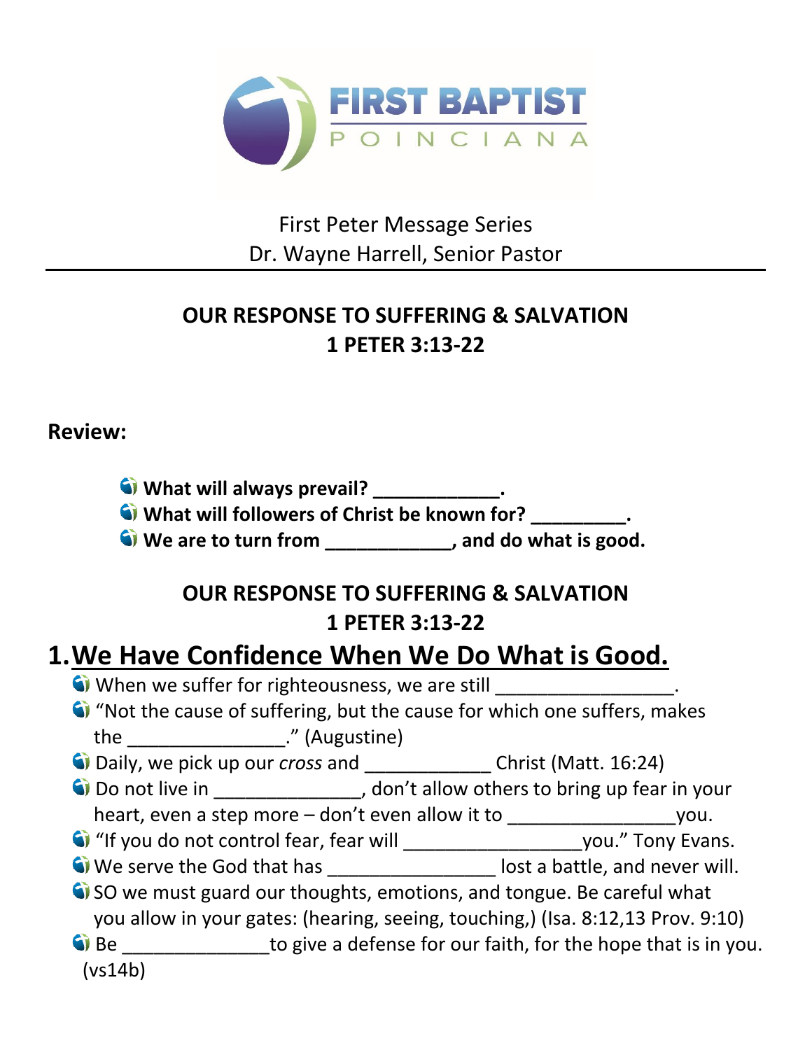FIRST BAPTIST
POINCIANA

First Peter Message Series
Dr. Wayne Harrell, Senior Pastor

---

## OUR RESPONSE TO SUFFERING & SALVATION
## 1 PETER 3:13-22

**Review:**

- **What will always prevail? ___________.**
- **What will followers of Christ be known for? _________.**
- **We are to turn from ___________, and do what is good.**

## OUR RESPONSE TO SUFFERING & SALVATION
## 1 PETER 3:13-22

# 1. We Have Confidence When We Do What is Good.

- When we suffer for righteousness, we are still ________________.
- "Not the cause of suffering, but the cause for which one suffers, makes the _______________." (Augustine)
- Daily, we pick up our *cross* and ____________ Christ (Matt. 16:24)
- Do not live in ______________, don't allow others to bring up fear in your heart, even a step more – don't even allow it to ________________you.
- "If you do not control fear, fear will _________________you." Tony Evans.
- We serve the God that has ________________ lost a battle, and never will.
- SO we must guard our thoughts, emotions, and tongue. Be careful what you allow in your gates: (hearing, seeing, touching,) (Isa. 8:12,13 Prov. 9:10)
- Be ______________to give a defense for our faith, for the hope that is in you. (vs14b)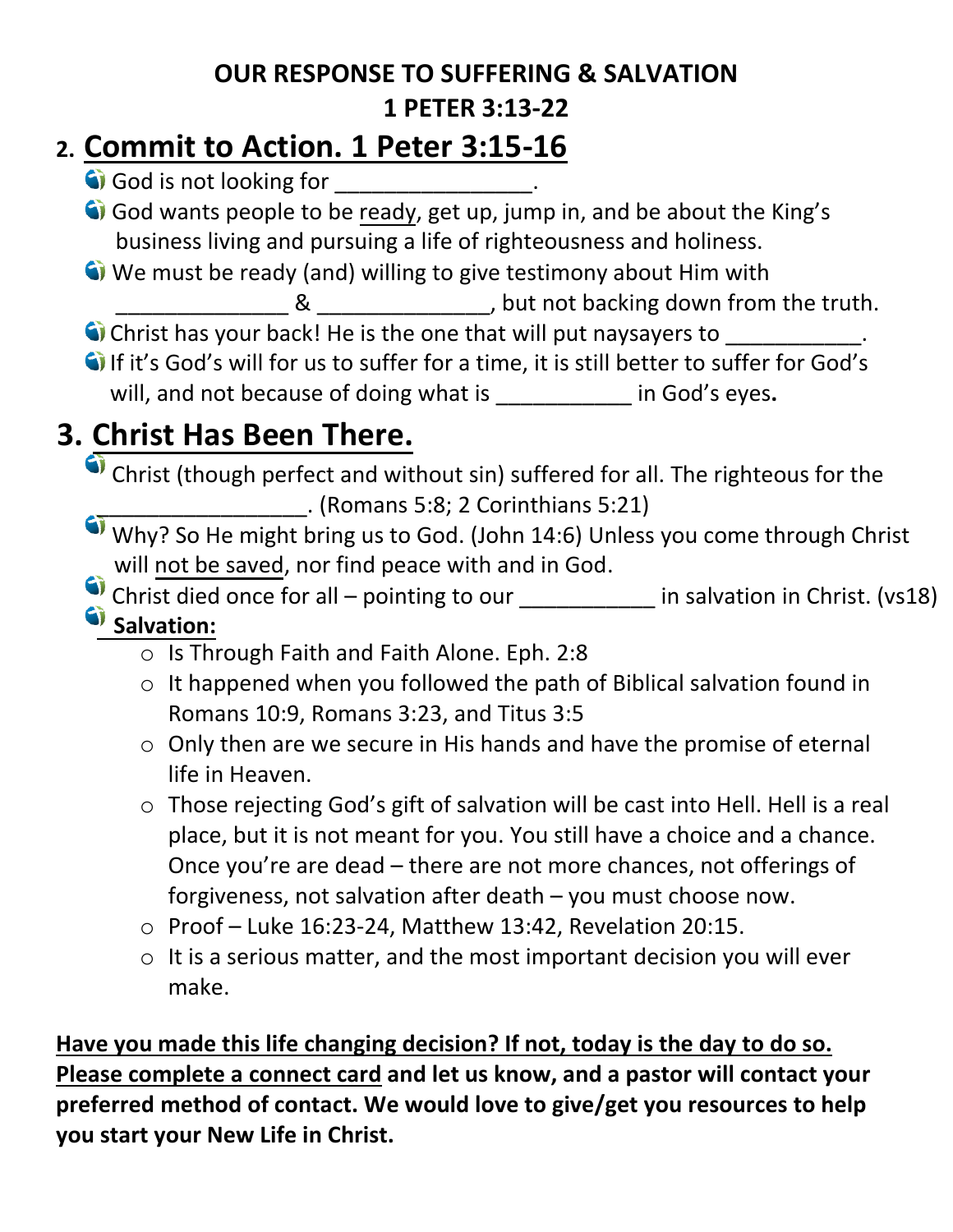**OUR RESPONSE TO SUFFERING & SALVATION**

**1 PETER 3:13-22**

## 2. Commit to Action. 1 Peter 3:15-16

- God is not looking for ________________.
- God wants people to be ready, get up, jump in, and be about the King's business living and pursuing a life of righteousness and holiness.
- We must be ready (and) willing to give testimony about Him with ______________ & ______________, but not backing down from the truth.
- Christ has your back! He is the one that will put naysayers to ___________.
- If it's God's will for us to suffer for a time, it is still better to suffer for God's will, and not because of doing what is ___________ in God's eyes**.**

## 3. Christ Has Been There.

- Christ (though perfect and without sin) suffered for all. The righteous for the _________________. (Romans 5:8; 2 Corinthians 5:21)
- Why? So He might bring us to God. (John 14:6) Unless you come through Christ will not be saved, nor find peace with and in God.
- Christ died once for all – pointing to our ___________ in salvation in Christ. (vs18)
- **Salvation:**
  - Is Through Faith and Faith Alone. Eph. 2:8
  - It happened when you followed the path of Biblical salvation found in Romans 10:9, Romans 3:23, and Titus 3:5
  - Only then are we secure in His hands and have the promise of eternal life in Heaven.
  - Those rejecting God's gift of salvation will be cast into Hell. Hell is a real place, but it is not meant for you. You still have a choice and a chance. Once you're are dead – there are not more chances, not offerings of forgiveness, not salvation after death – you must choose now.
  - Proof – Luke 16:23-24, Matthew 13:42, Revelation 20:15.
  - It is a serious matter, and the most important decision you will ever make.

**Have you made this life changing decision? If not, today is the day to do so. Please complete a connect card and let us know, and a pastor will contact your preferred method of contact. We would love to give/get you resources to help you start your New Life in Christ.**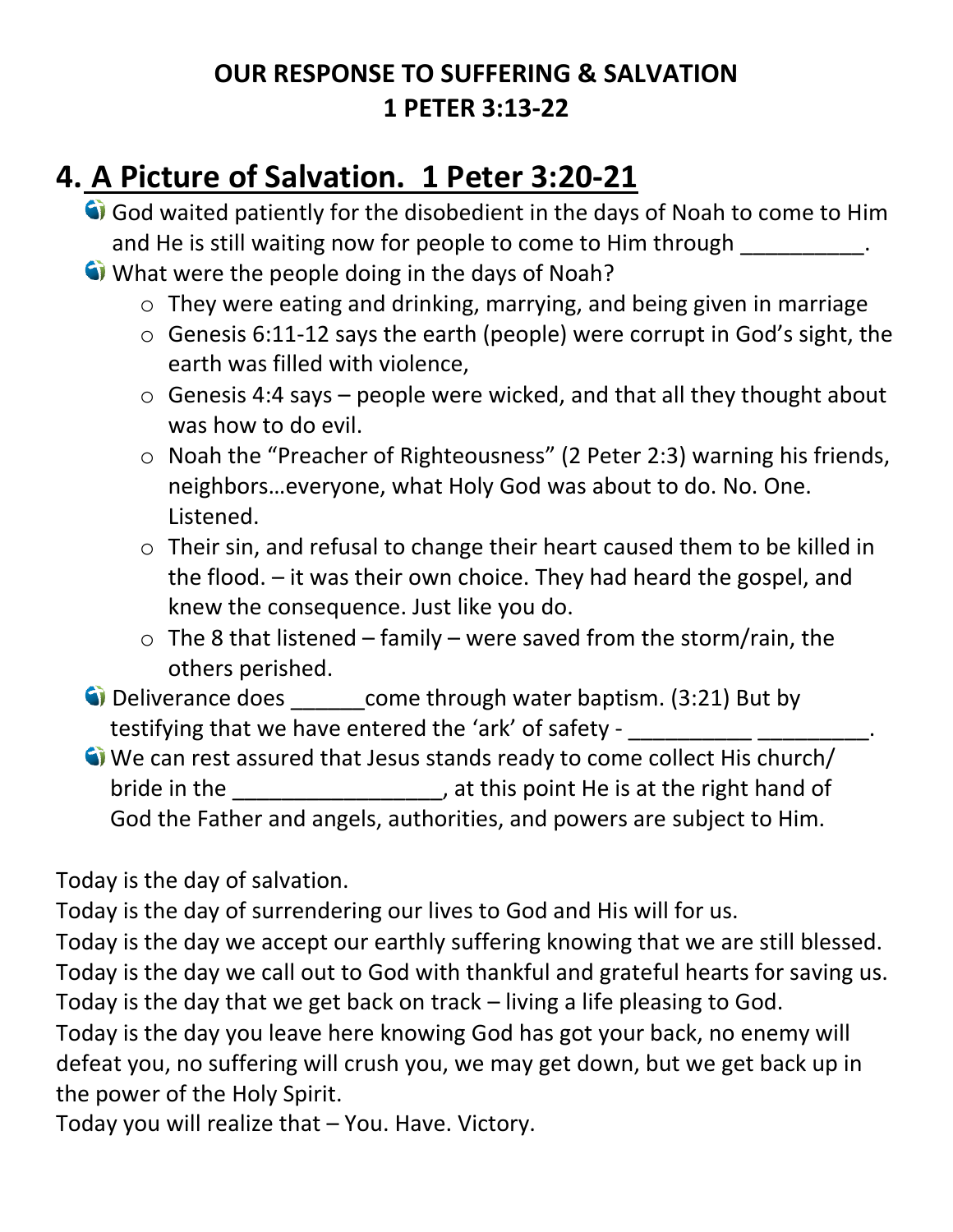**OUR RESPONSE TO SUFFERING & SALVATION**
**1 PETER 3:13-22**

# 4. A Picture of Salvation. 1 Peter 3:20-21

- God waited patiently for the disobedient in the days of Noah to come to Him and He is still waiting now for people to come to Him through __________.
- What were the people doing in the days of Noah?
  - They were eating and drinking, marrying, and being given in marriage
  - Genesis 6:11-12 says the earth (people) were corrupt in God's sight, the earth was filled with violence,
  - Genesis 4:4 says – people were wicked, and that all they thought about was how to do evil.
  - Noah the "Preacher of Righteousness" (2 Peter 2:3) warning his friends, neighbors…everyone, what Holy God was about to do. No. One. Listened.
  - Their sin, and refusal to change their heart caused them to be killed in the flood. – it was their own choice. They had heard the gospel, and knew the consequence. Just like you do.
  - The 8 that listened – family – were saved from the storm/rain, the others perished.
- Deliverance does ______come through water baptism. (3:21) But by testifying that we have entered the 'ark' of safety - __________ _________.
- We can rest assured that Jesus stands ready to come collect His church/ bride in the _________________, at this point He is at the right hand of God the Father and angels, authorities, and powers are subject to Him.

Today is the day of salvation.
Today is the day of surrendering our lives to God and His will for us.
Today is the day we accept our earthly suffering knowing that we are still blessed.
Today is the day we call out to God with thankful and grateful hearts for saving us.
Today is the day that we get back on track – living a life pleasing to God.
Today is the day you leave here knowing God has got your back, no enemy will defeat you, no suffering will crush you, we may get down, but we get back up in the power of the Holy Spirit.
Today you will realize that – You. Have. Victory.